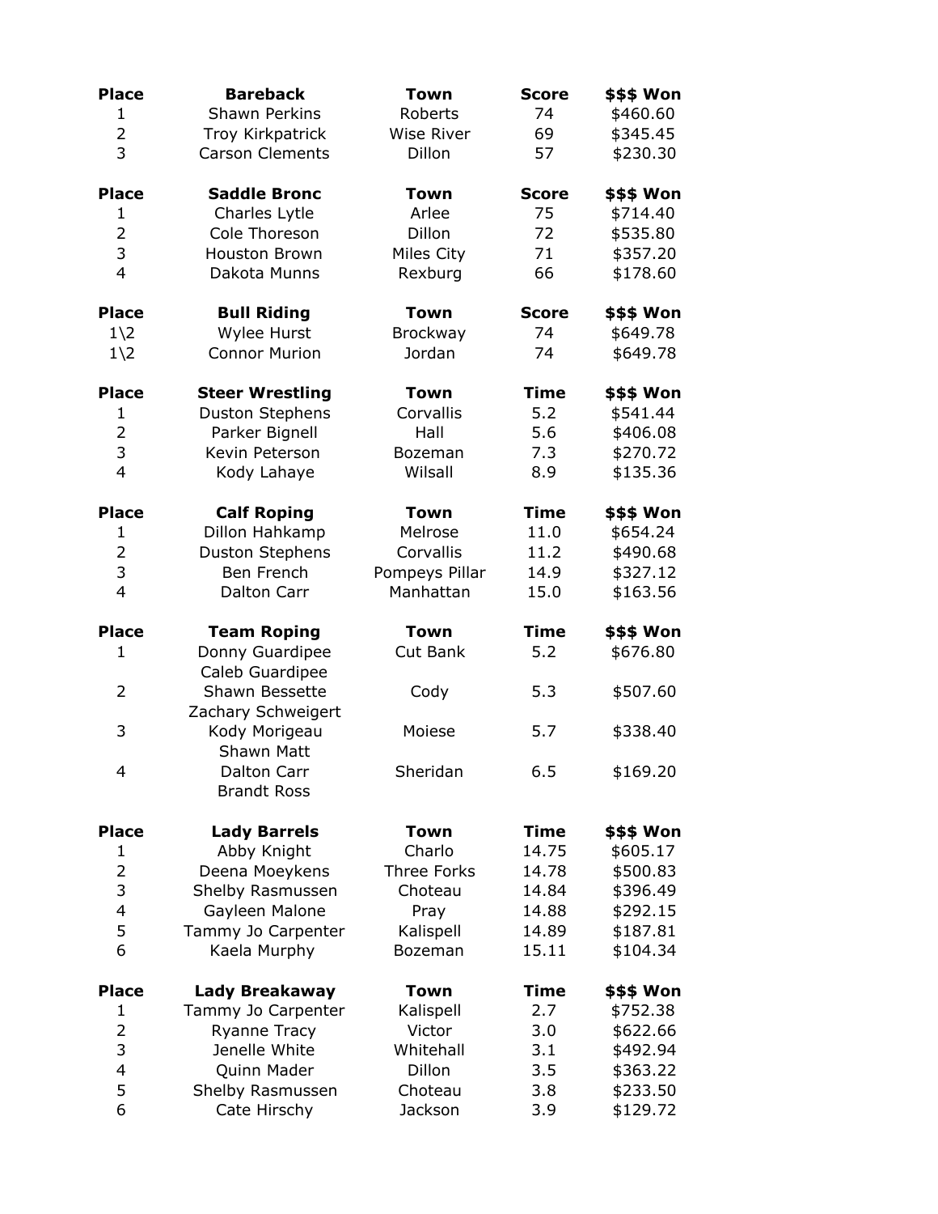| Place | Bareback | Town | Score | $$$ Won |
|---|---|---|---|---|
| 1 | Shawn Perkins | Roberts | 74 | $460.60 |
| 2 | Troy Kirkpatrick | Wise River | 69 | $345.45 |
| 3 | Carson Clements | Dillon | 57 | $230.30 |

| Place | Saddle Bronc | Town | Score | $$$ Won |
|---|---|---|---|---|
| 1 | Charles Lytle | Arlee | 75 | $714.40 |
| 2 | Cole Thoreson | Dillon | 72 | $535.80 |
| 3 | Houston Brown | Miles City | 71 | $357.20 |
| 4 | Dakota Munns | Rexburg | 66 | $178.60 |

| Place | Bull Riding | Town | Score | $$$ Won |
|---|---|---|---|---|
| 1\2 | Wylee Hurst | Brockway | 74 | $649.78 |
| 1\2 | Connor Murion | Jordan | 74 | $649.78 |

| Place | Steer Wrestling | Town | Time | $$$ Won |
|---|---|---|---|---|
| 1 | Duston Stephens | Corvallis | 5.2 | $541.44 |
| 2 | Parker Bignell | Hall | 5.6 | $406.08 |
| 3 | Kevin Peterson | Bozeman | 7.3 | $270.72 |
| 4 | Kody Lahaye | Wilsall | 8.9 | $135.36 |

| Place | Calf Roping | Town | Time | $$$ Won |
|---|---|---|---|---|
| 1 | Dillon Hahkamp | Melrose | 11.0 | $654.24 |
| 2 | Duston Stephens | Corvallis | 11.2 | $490.68 |
| 3 | Ben French | Pompeys Pillar | 14.9 | $327.12 |
| 4 | Dalton Carr | Manhattan | 15.0 | $163.56 |

| Place | Team Roping | Town | Time | $$$ Won |
|---|---|---|---|---|
| 1 | Donny Guardipee<br>Caleb Guardipee | Cut Bank | 5.2 | $676.80 |
| 2 | Shawn Bessette<br>Zachary Schweigert | Cody | 5.3 | $507.60 |
| 3 | Kody Morigeau<br>Shawn Matt | Moiese | 5.7 | $338.40 |
| 4 | Dalton Carr<br>Brandt Ross | Sheridan | 6.5 | $169.20 |

| Place | Lady Barrels | Town | Time | $$$ Won |
|---|---|---|---|---|
| 1 | Abby Knight | Charlo | 14.75 | $605.17 |
| 2 | Deena Moeykens | Three Forks | 14.78 | $500.83 |
| 3 | Shelby Rasmussen | Choteau | 14.84 | $396.49 |
| 4 | Gayleen Malone | Pray | 14.88 | $292.15 |
| 5 | Tammy Jo Carpenter | Kalispell | 14.89 | $187.81 |
| 6 | Kaela Murphy | Bozeman | 15.11 | $104.34 |

| Place | Lady Breakaway | Town | Time | $$$ Won |
|---|---|---|---|---|
| 1 | Tammy Jo Carpenter | Kalispell | 2.7 | $752.38 |
| 2 | Ryanne Tracy | Victor | 3.0 | $622.66 |
| 3 | Jenelle White | Whitehall | 3.1 | $492.94 |
| 4 | Quinn Mader | Dillon | 3.5 | $363.22 |
| 5 | Shelby Rasmussen | Choteau | 3.8 | $233.50 |
| 6 | Cate Hirschy | Jackson | 3.9 | $129.72 |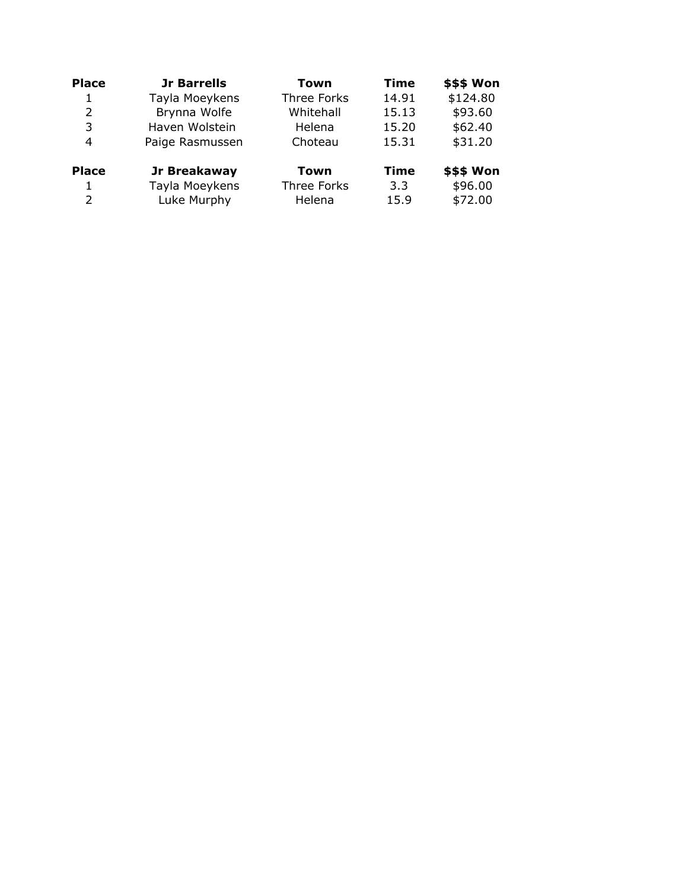| Place | Jr Barrells | Town | Time | $$$ Won |
| --- | --- | --- | --- | --- |
| 1 | Tayla Moeykens | Three Forks | 14.91 | $124.80 |
| 2 | Brynna Wolfe | Whitehall | 15.13 | $93.60 |
| 3 | Haven Wolstein | Helena | 15.20 | $62.40 |
| 4 | Paige Rasmussen | Choteau | 15.31 | $31.20 |

| Place | Jr Breakaway | Town | Time | $$$ Won |
| --- | --- | --- | --- | --- |
| 1 | Tayla Moeykens | Three Forks | 3.3 | $96.00 |
| 2 | Luke Murphy | Helena | 15.9 | $72.00 |